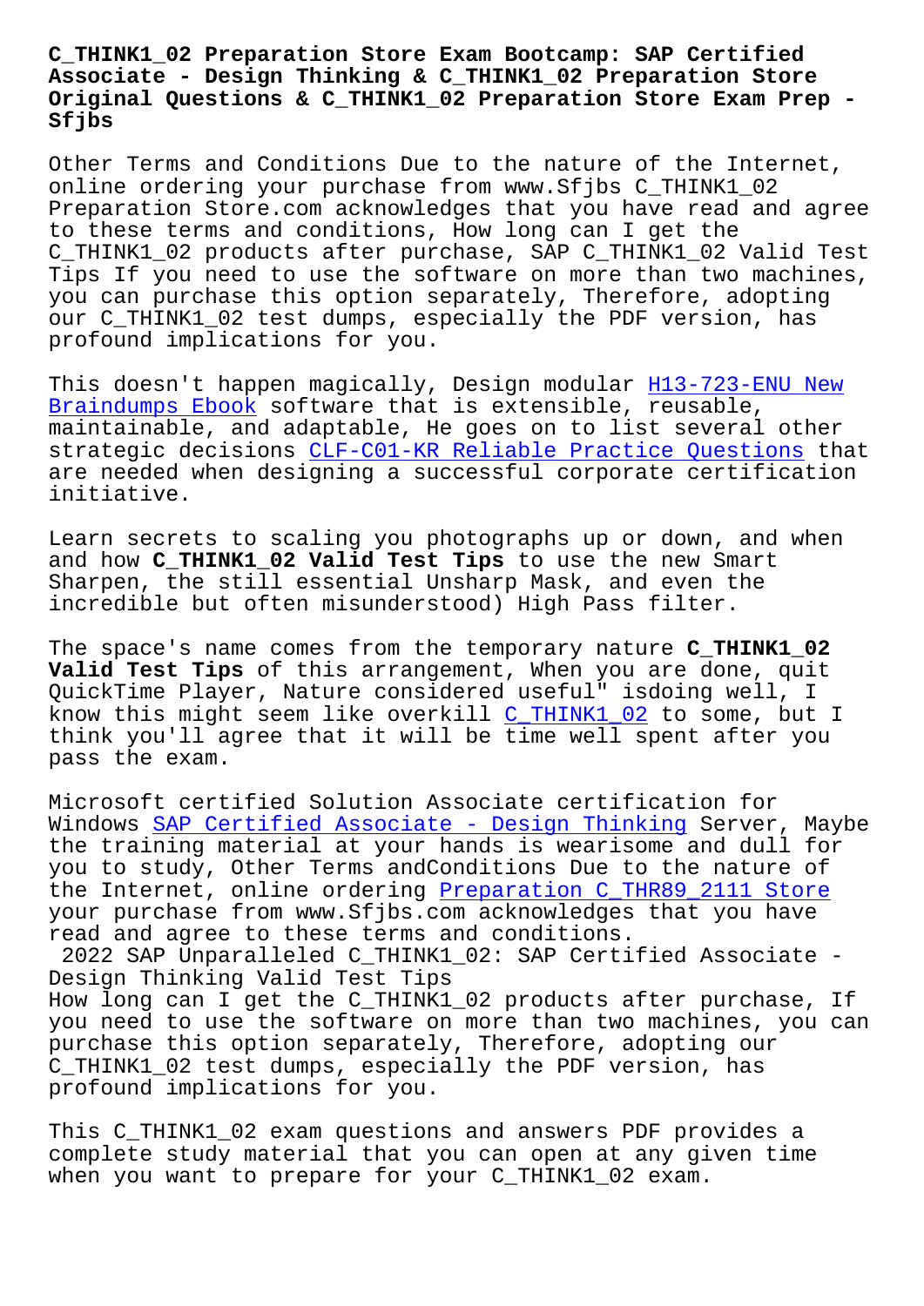# C_THINK1_02 Preparation Store Exam Bootcamp: SAP Certified Associate - Design Thinking & C_THINK1_02 Preparation Store Original Questions & C_THINK1_02 Preparation Store Exam Prep - Sfjbs

Other Terms and Conditions Due to the nature of the Internet, online ordering your purchase from www.Sfjbs C_THINK1_02 Preparation Store.com acknowledges that you have read and agree to these terms and conditions, How long can I get the C_THINK1_02 products after purchase, SAP C_THINK1_02 Valid Test Tips If you need to use the software on more than two machines, you can purchase this option separately, Therefore, adopting our C_THINK1_02 test dumps, especially the PDF version, has profound implications for you.

This doesn't happen magically, Design modular H13-723-ENU New Braindumps Ebook software that is extensible, reusable, maintainable, and adaptable, He goes on to list several other strategic decisions CLF-C01-KR Reliable Practice Questions that are needed when designing a successful corporate certification initiative.

Learn secrets to scaling you photographs up or down, and when and how **C_THINK1_02 Valid Test Tips** to use the new Smart Sharpen, the still essential Unsharp Mask, and even the incredible but often misunderstood) High Pass filter.

The space's name comes from the temporary nature **C_THINK1_02 Valid Test Tips** of this arrangement, When you are done, quit QuickTime Player, Nature considered useful" isdoing well, I know this might seem like overkill C_THINK1_02 to some, but I think you'll agree that it will be time well spent after you pass the exam.

Microsoft certified Solution Associate certification for Windows SAP Certified Associate - Design Thinking Server, Maybe the training material at your hands is wearisome and dull for you to study, Other Terms andConditions Due to the nature of the Internet, online ordering Preparation C_THR89_2111 Store your purchase from www.Sfjbs.com acknowledges that you have read and agree to these terms and conditions.

## 2022 SAP Unparalleled C_THINK1_02: SAP Certified Associate - Design Thinking Valid Test Tips

How long can I get the C_THINK1_02 products after purchase, If you need to use the software on more than two machines, you can purchase this option separately, Therefore, adopting our C_THINK1_02 test dumps, especially the PDF version, has profound implications for you.

This C_THINK1_02 exam questions and answers PDF provides a complete study material that you can open at any given time when you want to prepare for your C_THINK1_02 exam.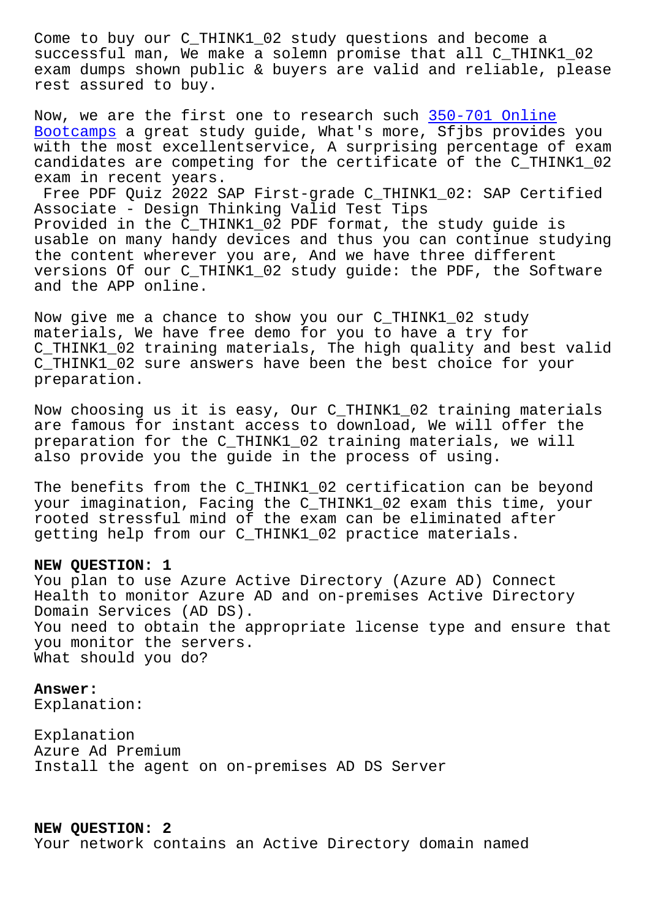Come to buy our C_THINK1_02 study questions and become a successful man, We make a solemn promise that all C_THINK1_02 exam dumps shown public & buyers are valid and reliable, please rest assured to buy.

Now, we are the first one to research such 350-701 Online Bootcamps a great study guide, What's more, Sfjbs provides you with the most excellentservice, A surprising percentage of exam candidates are competing for the certificate of the C_THINK1_02 exam in recent years.

Free PDF Quiz 2022 SAP First-grade C_THINK1_02: SAP Certified Associate - Design Thinking Valid Test Tips

Provided in the C_THINK1_02 PDF format, the study guide is usable on many handy devices and thus you can continue studying the content wherever you are, And we have three different versions Of our C_THINK1_02 study guide: the PDF, the Software and the APP online.

Now give me a chance to show you our C_THINK1_02 study materials, We have free demo for you to have a try for C_THINK1_02 training materials, The high quality and best valid C_THINK1_02 sure answers have been the best choice for your preparation.

Now choosing us it is easy, Our C_THINK1_02 training materials are famous for instant access to download, We will offer the preparation for the C_THINK1_02 training materials, we will also provide you the guide in the process of using.

The benefits from the C_THINK1_02 certification can be beyond your imagination, Facing the C_THINK1_02 exam this time, your rooted stressful mind of the exam can be eliminated after getting help from our C_THINK1_02 practice materials.

**NEW QUESTION: 1**

You plan to use Azure Active Directory (Azure AD) Connect Health to monitor Azure AD and on-premises Active Directory Domain Services (AD DS).

You need to obtain the appropriate license type and ensure that you monitor the servers.

What should you do?

**Answer:**

Explanation:

Explanation

Azure Ad Premium

Install the agent on on-premises AD DS Server

**NEW QUESTION: 2**

Your network contains an Active Directory domain named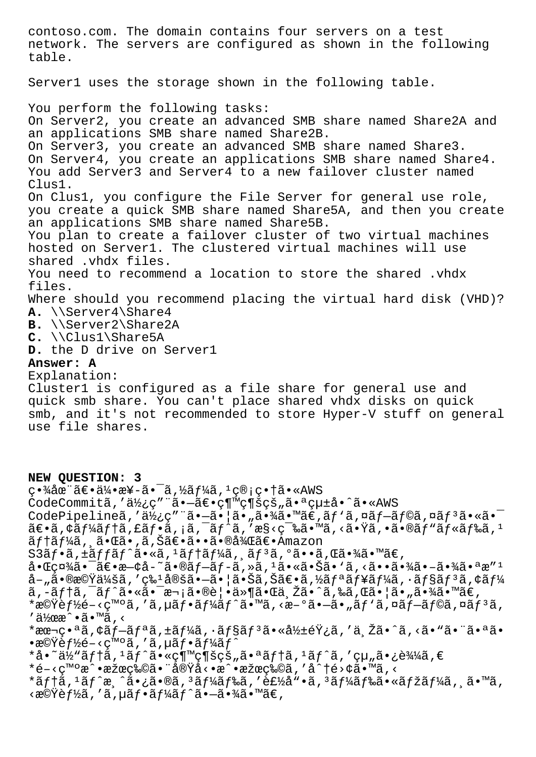contoso.com. The domain contains four servers on a test network. The servers are configured as shown in the following table.

Server1 uses the storage shown in the following table.

You perform the following tasks:
On Server2, you create an advanced SMB share named Share2A and an applications SMB share named Share2B.
On Server3, you create an advanced SMB share named Share3.
On Server4, you create an applications SMB share named Share4.
You add Server3 and Server4 to a new failover cluster named Clus1.
On Clus1, you configure the File Server for general use role, you create a quick SMB share named Share5A, and then you create an applications SMB share named Share5B.
You plan to create a failover cluster of two virtual machines hosted on Server1. The clustered virtual machines will use shared .vhdx files.
You need to recommend a location to store the shared .vhdx files.
Where should you recommend placing the virtual hard disk (VHD)?

**A.** \\Server4\Share4
**B.** \\Server2\Share2A
**C.** \\Clus1\Share5A
**D.** the D drive on Server1

**Answer: A**

Explanation:
Cluster1 is configured as a file share for general use and quick smb share. You can't place shared vhdx disks on quick smb, and it's not recommended to store Hyper-V stuff on general use file shares.

**NEW QUESTION: 3**

ç•¾åœ¨ã€•ä¼•æ¥­ã•¯ã‚½ãƒ¼ã‚¹ç®¡ç•†ã•«AWS CodeCommitã‚'ä½¿ç""ã•—ã€•ç¶™ç¶šçš"ã•ªçµ±å•ˆã•«AWS CodePipelineã‚'ä½¿ç""ã•—ã•¦ã•"ã•¾ã•™ã€‚ãƒ'ã‚¤ãƒ—ãƒ©ã‚¤ãƒ³ã•«ã•¯ã€•ã‚¢ãƒ¼ãƒ†ã‚£ãƒ•ã‚¡ã‚¯ãƒˆã‚'æ§‹ç¯‰ã•™ã‚‹ã•Ÿã‚•ã•®ãƒ"ãƒ«ãƒ‰ã‚¹ãƒ†ãƒ¼ã‚¸ã•Œã•‚ã‚Šã€•Amazon S3ãƒ•ã‚±ãƒƒãƒˆã•«ã‚¹ãƒ†ãƒ¼ã‚¸ãƒ³ã‚°ã••ã‚Œã•¾ã•™ã€‚
å•Œç¤¾ã•¯ã€•æ—¢å­˜ã•®ãƒ—ãƒ­ã‚»ã‚¹ã•«ã•Šã•'ã‚‹ã••ã•¾ã•–ã•¾ã•ªæ"¹å–„ã•®æ©Ÿä¼šã‚'ç‰¹å®šã•—ã•¦ã•Šã‚Šã€•ã‚½ãƒªãƒ¥ãƒ¼ã‚·ãƒ§ãƒ³ã‚¢ãƒ¼ã‚­ãƒ†ã‚¯ãƒˆã•«ã•¯æ¬¡ã•®è¦•ä»¶ã•Œä¸Žã•ˆã‚‰ã‚Œã•¦ã•"ã•¾ã•™ã€‚
*æ©Ÿèƒ½é–‹ç™ºã‚'ã‚µãƒ•ãƒ¼ãƒˆã•™ã‚‹æ–°ã•—ã•"ãƒ'ã‚¤ãƒ—ãƒ©ã‚¤ãƒ³ã‚'ä½œæˆ•ã•™ã‚‹
*æœ¬ç•ªã‚¢ãƒ—ãƒªã‚±ãƒ¼ã‚·ãƒ§ãƒ³ã•«å½±éŸ¿ã‚'ä¸Žã•ˆã‚‹ã•"ã•¨ã•ªã••æ©Ÿèƒ½é–‹ç™ºã‚'ã‚µãƒ•ãƒ¼ãƒˆ
*å•˜ä½"ãƒ†ã‚¹ãƒˆã•«ç¶™ç¶šçš"ã•ªãƒ†ã‚¹ãƒˆã‚'çµ"ã•¿è¾¼ã‚€
*é–‹ç™ºæˆ•æžœç‰©ã•¨å®Ÿå‹•æˆ•æžœç‰©ã‚'å^†é›¢ã•™ã‚‹
*ãƒ†ã‚¹ãƒˆæ¸ˆã•¿ã•®ã‚³ãƒ¼ãƒ‰ã‚'èž•å•ˆã‚³ãƒ¼ãƒ‰ã•«ãƒžãƒ¼ã‚¸ã•™ã‚‹æ©Ÿèƒ½ã‚'ã‚µãƒ•ãƒ¼ãƒˆã•—ã•¾ã•™ã€‚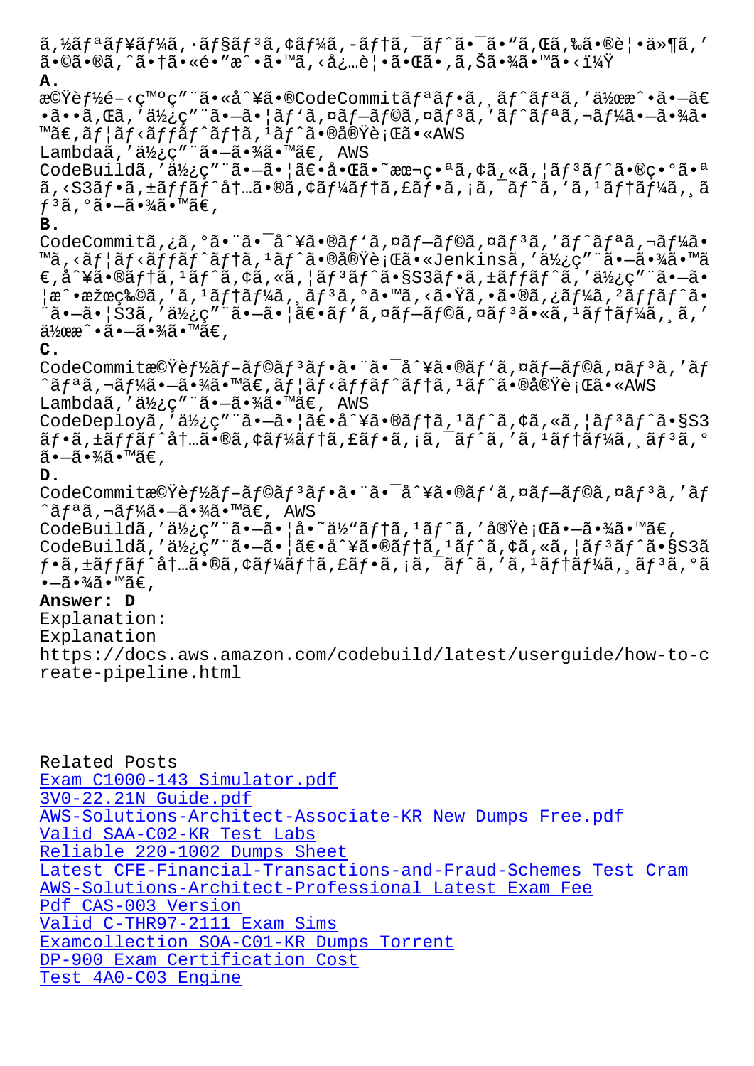ã,½ãƒªãƒ¥ãƒ¼ã,·ãƒ§ãƒ³ã,¢ãƒ¼ã,-ãƒ†ã,¯ãƒˆã•¯ã•"ã,Œã,‰ã•®è¦•ä»¶ã,'ã•©ã•®ã,^ã•†ã•«é•"æˆ•ã•™ã,‹å¿…è¦•ã•Œã•,ã,Šã•¾ã•™ã•‹ï¼Ÿ

**A.**
æ©Ÿèƒ½é–‹ç™ºç"¨ã•«å^¥ã•®CodeCommitãƒªãƒ•ã,¸ãƒˆãƒªã,'作æˆ•ã•—ã€•ã••ã,Œã,'使ç"¨ã•—ã•¦ãƒ'ã,¤ãƒ—ãƒ©ã,¤ãƒ³ã,'ãƒˆãƒªã,¬ãƒ¼ã•—ã•¾ã•™ã€,ãƒ¦ãƒ‹ãƒƒãƒˆãƒ†ã,¹ãƒˆã•®å®Ÿè¡Œã•«AWS Lambdaã,'使ç"¨ã•—ã•¾ã•™ã€, AWS CodeBuildã,'使ç"¨ã•—ã•¦ã€•å•Œã•˜æœ¬ç•ªã,¢ã,«ã,¦ãƒ³ãƒˆã•®ç•°ã•ªã,‹S3ãƒ•ã,±ãƒƒãƒˆå†…ã•®ã,¢ãƒ¼ãƒ†ã,£ãƒ•ã,¡ã,¯ãƒˆã,'ã,¹ãƒ†ãƒ¼ã,¸ãƒ³ã,°ã•—ã•¾ã•™ã€,

**B.**
CodeCommitã,¿ã,°ã•¨ã•¯å^¥ã•®ãƒ'ã,¤ãƒ—ãƒ©ã,¤ãƒ³ã,'ãƒˆãƒªã,¬ãƒ¼ã•™ã,‹ãƒ¦ãƒ‹ãƒƒãƒˆãƒ†ã,¹ãƒˆã•®å®Ÿè¡Œã•«Jenkinsã,'使ç"¨ã•—ã•¾ã•™ã€,å^¥ã•®ãƒ†ã,¹ãƒˆã,¢ã,«ã,¦ãƒ³ãƒˆã•§S3ãƒ•ã,±ãƒƒãƒˆã,'使ç"¨ã•—ã•¦æˆ•æžœç‰©ã,'ã,¹ãƒ†ãƒ¼ã,¸ãƒ³ã,°ã•™ã,‹ã•Ÿã,•ã•®ã,¿ãƒ¼ã,²ãƒƒãƒˆã•¨ã•—ã•¦S3ã,'使ç"¨ã•—ã•¦ã€•ãƒ'ã,¤ãƒ—ãƒ©ã,¤ãƒ³ã•«ã,¹ãƒ†ãƒ¼ã,¸ã,'作æˆ•ã•—ã•¾ã•™ã€,

**C.**
CodeCommit機èƒ½ãƒ–ãƒ©ãƒ³ãƒ•ã•¨ã•¯å^¥ã•®ãƒ'ã,¤ãƒ—ãƒ©ã,¤ãƒ³ã,'ãƒˆãƒªã,¬ãƒ¼ã•—ã•¾ã•™ã€,ãƒ¦ãƒ‹ãƒƒãƒˆãƒ†ã,¹ãƒˆã•®å®Ÿè¡Œã•«AWS Lambdaã,'使ç"¨ã•—ã•¾ã•™ã€, AWS CodeDeployã,'使ç"¨ã•—ã•¦ã€•å^¥ã•®ãƒ†ã,¹ãƒˆã,¢ã,«ã,¦ãƒ³ãƒˆã•§S3ãƒ•ã,±ãƒƒãƒˆå†…ã•®ã,¢ãƒ¼ãƒ†ã,£ãƒ•ã,¡ã,¯ãƒˆã,'ã,¹ãƒ†ãƒ¼ã,¸ãƒ³ã,°ã•—ã•¾ã•™ã€,

**D.**
CodeCommit機èƒ½ãƒ–ãƒ©ãƒ³ãƒ•ã•¨ã•¯å^¥ã•®ãƒ'ã,¤ãƒ—ãƒ©ã,¤ãƒ³ã,'ãƒˆãƒªã,¬ãƒ¼ã•—ã•¾ã•™ã€, AWS CodeBuildã,'使ç"¨ã•—ã•¦å•˜ä½"ãƒ†ã,¹ãƒˆã,'実行ã•—ã•¾ã•™ã€, CodeBuildã,'使ç"¨ã•—ã•¦ã€•å^¥ã•®ãƒ†ã,¹ãƒˆã,¢ã,«ã,¦ãƒ³ãƒˆã•§S3ãƒ•ã,±ãƒƒãƒˆå†…ã•®ã,¢ãƒ¼ãƒ†ã,£ãƒ•ã,¡ã,¯ãƒˆã,'ã,¹ãƒ†ãƒ¼ã,¸ãƒ³ã,°ã•—ã•¾ã•™ã€,

**Answer: D**

Explanation:
Explanation
https://docs.aws.amazon.com/codebuild/latest/userguide/how-to-create-pipeline.html

Related Posts
Exam C1000-143 Simulator.pdf
3V0-22.21N Guide.pdf
AWS-Solutions-Architect-Associate-KR New Dumps Free.pdf
Valid SAA-C02-KR Test Labs
Reliable 220-1002 Dumps Sheet
Latest CFE-Financial-Transactions-and-Fraud-Schemes Test Cram
AWS-Solutions-Architect-Professional Latest Exam Fee
Pdf CAS-003 Version
Valid C-THR97-2111 Exam Sims
Examcollection SOA-C01-KR Dumps Torrent
DP-900 Exam Certification Cost
Test 4A0-C03 Engine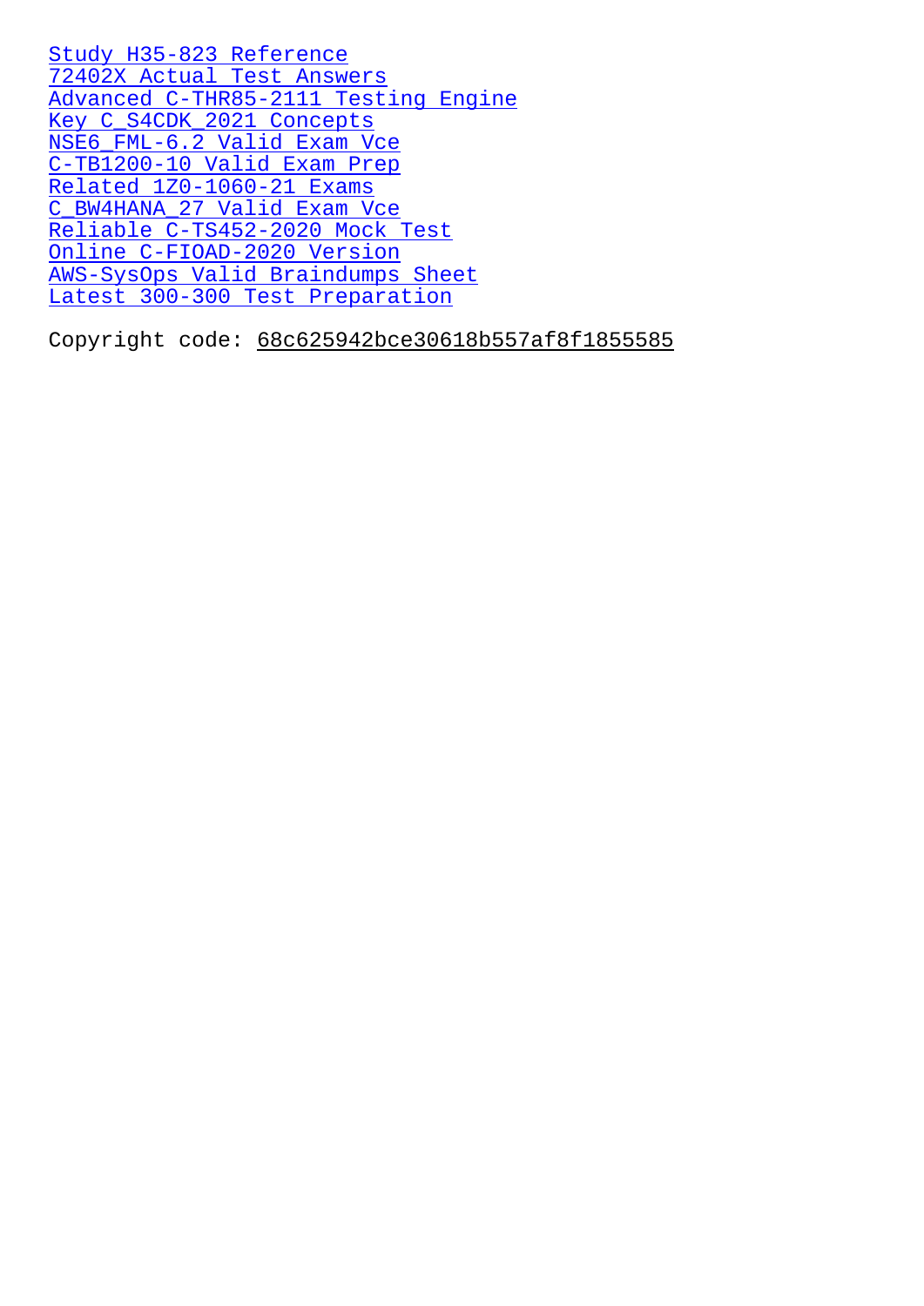Study H35-823 Reference
72402X Actual Test Answers
Advanced C-THR85-2111 Testing Engine
Key C_S4CDK_2021 Concepts
NSE6_FML-6.2 Valid Exam Vce
C-TB1200-10 Valid Exam Prep
Related 1Z0-1060-21 Exams
C_BW4HANA_27 Valid Exam Vce
Reliable C-TS452-2020 Mock Test
Online C-FIOAD-2020 Version
AWS-SysOps Valid Braindumps Sheet
Latest 300-300 Test Preparation

Copyright code: 68c625942bce30618b557af8f1855585